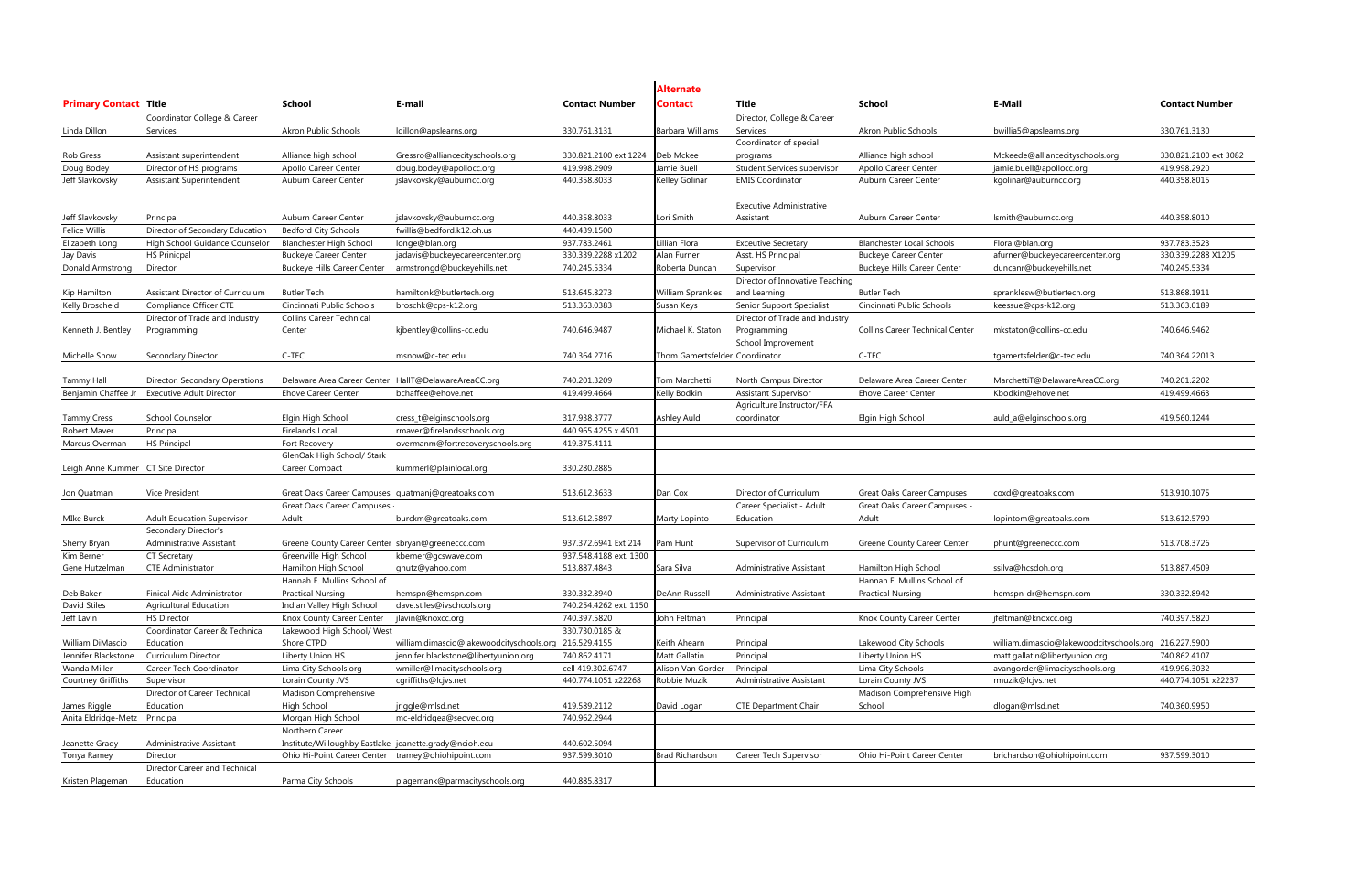| Primary Contact | Title | School | E-mail | Contact Number | Alternate Contact | Title | School | E-Mail | Contact Number |
|---|---|---|---|---|---|---|---|---|---|
| Linda Dillon | Coordinator College & Career Services | Akron Public Schools | ldillon@apslearns.org | 330.761.3131 | Barbara Williams | Director, College & Career Services | Akron Public Schools | bwillia5@apslearns.org | 330.761.3130 |
| Rob Gress | Assistant superintendent | Alliance high school | Gressro@alliancecityschools.org | 330.821.2100 ext 1224 | Deb Mckee | Coordinator of special programs | Alliance high school | Mckeede@alliancecityschools.org | 330.821.2100 ext 3082 |
| Doug Bodey | Director of HS programs | Apollo Career Center | doug.bodey@apollocc.org | 419.998.2909 | Jamie Buell | Student Services supervisor | Apollo Career Center | jamie.buell@apollocc.org | 419.998.2920 |
| Jeff Slavkovsky | Assistant Superintendent | Auburn Career Center | jslavkovsky@auburncc.org | 440.358.8033 | Kelley Golinar | EMIS Coordinator | Auburn Career Center | kgolinar@auburncc.org | 440.358.8015 |
| Jeff Slavkovsky | Principal | Auburn Career Center | jslavkovsky@auburncc.org | 440.358.8033 | Lori Smith | Executive Administrative Assistant | Auburn Career Center | lsmith@auburncc.org | 440.358.8010 |
| Felice Willis | Director of Secondary Education | Bedford City Schools | fwillis@bedford.k12.oh.us | 440.439.1500 | | | | | |
| Elizabeth Long | High School Guidance Counselor | Blanchester High School | longe@blan.org | 937.783.2461 | Lillian Flora | Exceutive Secretary | Blanchester Local Schools | Floral@blan.org | 937.783.3523 |
| Jay Davis | HS Prinicpal | Buckeye Career Center | jadavis@buckeyecareercenter.org | 330.339.2288 x1202 | Alan Furner | Asst. HS Principal | Buckeye Career Center | afurner@buckeyecareercenter.org | 330.339.2288 X1205 |
| Donald Armstrong | Director | Buckeye Hills Career Center | armstrongd@buckeyehills.net | 740.245.5334 | Roberta Duncan | Supervisor | Buckeye Hills Career Center | duncanr@buckeyehills.net | 740.245.5334 |
| Kip Hamilton | Assistant Director of Curriculum | Butler Tech | hamiltonk@butlertech.org | 513.645.8273 | William Sprankles | Director of Innovative Teaching and Learning | Butler Tech | spranklesw@butlertech.org | 513.868.1911 |
| Kelly Broscheid | Compliance Officer CTE | Cincinnati Public Schools | broschk@cps-k12.org | 513.363.0383 | Susan Keys | Senior Support Specialist | Cincinnati Public Schools | keessue@cps-k12.org | 513.363.0189 |
| Kenneth J. Bentley | Director of Trade and Industry Programming | Collins Career Technical Center | kjbentley@collins-cc.edu | 740.646.9487 | Michael K. Staton | Director of Trade and Industry Programming | Collins Career Technical Center | mkstaton@collins-cc.edu | 740.646.9462 |
| Michelle Snow | Secondary Director | C-TEC | msnow@c-tec.edu | 740.364.2716 | Thom Gamertsfelder | School Improvement Coordinator | C-TEC | tgamertsfelder@c-tec.edu | 740.364.22013 |
| Tammy Hall | Director, Secondary Operations | Delaware Area Career Center | HallT@DelawareAreaCC.org | 740.201.3209 | Tom Marchetti | North Campus Director | Delaware Area Career Center | MarchettiT@DelawareAreaCC.org | 740.201.2202 |
| Benjamin Chaffee Jr | Executive Adult Director | Ehove Career Center | bchaffee@ehove.net | 419.499.4664 | Kelly Bodkin | Assistant Supervisor | Ehove Career Center | Kbodkin@ehove.net | 419.499.4663 |
| Tammy Cress | School Counselor | Elgin High School | cress_t@elginschools.org | 317.938.3777 | Ashley Auld | Agriculture Instructor/FFA coordinator | Elgin High School | auld_a@elginschools.org | 419.560.1244 |
| Robert Maver | Principal | Firelands Local | rmaver@firelandsschools.org | 440.965.4255 x 4501 | | | | | |
| Marcus Overman | HS Principal | Fort Recovery | overmanm@fortrecoveryschools.org | 419.375.4111 | | | | | |
| Leigh Anne Kummer | CT Site Director | GlenOak High School/ Stark Career Compact | kummerl@plainlocal.org | 330.280.2885 | | | | | |
| Jon Quatman | Vice President | Great Oaks Career Campuses | quatmanj@greatoaks.com | 513.612.3633 | Dan Cox | Director of Curriculum | Great Oaks Career Campuses | coxd@greatoaks.com | 513.910.1075 |
| MIke Burck | Adult Education Supervisor | Great Oaks Career Campuses - Adult | burckm@greatoaks.com | 513.612.5897 | Marty Lopinto | Career Specialist - Adult Education | Great Oaks Career Campuses - Adult | lopintom@greatoaks.com | 513.612.5790 |
| Sherry Bryan | Secondary Director's Administrative Assistant | Greene County Career Center | sbryan@greeneccc.com | 937.372.6941 Ext 214 | Pam Hunt | Supervisor of Curriculum | Greene County Career Center | phunt@greeneccc.com | 513.708.3726 |
| Kim Berner | CT Secretary | Greenville High School | kberner@gcswave.com | 937.548.4188 ext. 1300 | | | | | |
| Gene Hutzelman | CTE Administrator | Hamilton High School | ghutz@yahoo.com | 513.887.4843 | Sara Silva | Administrative Assistant | Hamilton High School | ssilva@hcsdoh.org | 513.887.4509 |
| Deb Baker | Finical Aide Administrator | Hannah E. Mullins School of Practical Nursing | hemspn@hemspn.com | 330.332.8940 | DeAnn Russell | Administrative Assistant | Hannah E. Mullins School of Practical Nursing | hemspn-dr@hemspn.com | 330.332.8942 |
| David Stiles | Agricultural Education | Indian Valley High School | dave.stiles@ivschools.org | 740.254.4262 ext. 1150 | | | | | |
| Jeff Lavin | HS Director | Knox County Career Center | jlavin@knoxcc.org | 740.397.5820 | John Feltman | Principal | Knox County Career Center | jfeltman@knoxcc.org | 740.397.5820 |
| William DiMascio | Coordinator Career & Technical Education | Lakewood High School/ West Shore CTPD | william.dimascio@lakewoodcityschools.org | 330.730.0185 & 216.529.4155 | Keith Ahearn | Principal | Lakewood City Schools | william.dimascio@lakewoodcityschools.org | 216.227.5900 |
| Jennifer Blackstone | Curriculum Director | Liberty Union HS | jennifer.blackstone@libertyunion.org | 740.862.4171 | Matt Gallatin | Principal | Liberty Union HS | matt.gallatin@libertyunion.org | 740.862.4107 |
| Wanda Miller | Career Tech Coordinator | Lima City Schools.org | wmiller@limacityschools.org | cell 419.302.6747 | Alison Van Gorder | Principal | Lima City Schools | avangorder@limacityschools.org | 419.996.3032 |
| Courtney Griffiths | Supervisor | Lorain County JVS | cgriffiths@lcjvs.net | 440.774.1051 x22268 | Robbie Muzik | Administrative Assistant | Lorain County JVS | rmuzik@lcjvs.net | 440.774.1051 x22237 |
| James Riggle | Director of Career Technical Education | Madison Comprehensive High School | jriggle@mlsd.net | 419.589.2112 | David Logan | CTE Department Chair | Madison Comprehensive High School | dlogan@mlsd.net | 740.360.9950 |
| Anita Eldridge-Metz | Principal | Morgan High School | mc-eldridgea@seovec.org | 740.962.2944 | | | | | |
| Jeanette Grady | Administrative Assistant | Northern Career Institute/Willoughby Eastlake | jeanette.grady@ncioh.ecu | 440.602.5094 | | | | | |
| Tonya Ramey | Director | Ohio Hi-Point Career Center | tramey@ohiohipoint.com | 937.599.3010 | Brad Richardson | Career Tech Supervisor | Ohio Hi-Point Career Center | brichardson@ohiohipoint.com | 937.599.3010 |
| Kristen Plageman | Director Career and Technical Education | Parma City Schools | plagemank@parmacityschools.org | 440.885.8317 | | | | | |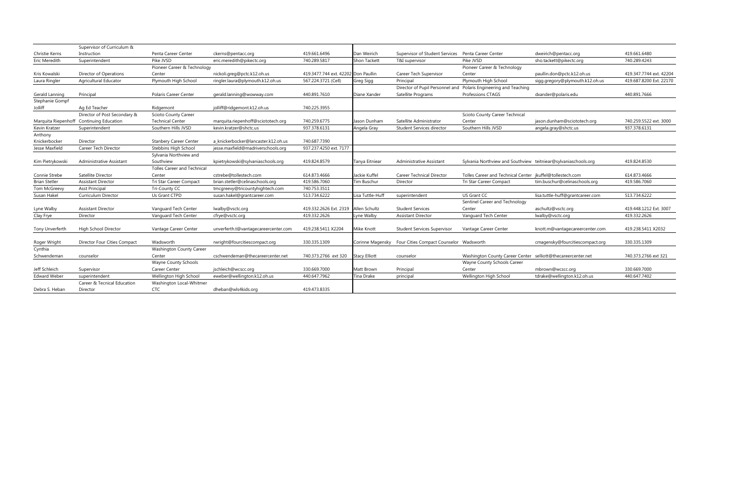| | | | | | | | | | |
|---|---|---|---|---|---|---|---|---|---|
| Christie Kerns | Supervisor of Curriculum & Instruction | Penta Career Center | ckerns@pentacc.org | 419.661.6496 | Dan Weirich | Supervisor of Student Services | Penta Career Center | dweirich@pentacc.org | 419.661.6480 |
| Eric Meredith | Superintendent | Pike JVSD | eric.meredith@pikectc.org | 740.289.5817 | Shon Tackett | T&I supervisor | Pike JVSD | sho.tackett@pikectc.org | 740.289.4243 |
| Kris Kowalski | Director of Operations | Pioneer Career & Technology Center | nickoli.greg@pctc.k12.oh.us | 419.3477.744 ext. 42202 | Don Paullin | Career Tech Supervisor | Pioneer Career & Technology Center | paullin.don@pctc.k12.oh.us | 419.347.7744 ext. 42204 |
| Laura Ringler | Agricultural Educator | Plymouth High School | ringler.laura@plymouth.k12.oh.us | 567.224.3721 (Cell) | Greg Sigg | Principal | Plymouth High School | sigg.gregory@plymouth.k12.oh.us | 419.687.8200 Ext. 22170 |
| Gerald Lanning | Principal | Polaris Career Center | gerald.lanning@wowway.com | 440.891.7610 | Diane Xander | Director of Pupil Personnel and Satellite Programs | Polaris Engineering and Teaching Professions CTAGS | dxander@polaris.edu | 440.891.7666 |
| Stephanie Gompf Jolliff | Ag Ed Teacher | Ridgemont | jolliff@ridgemont.k12.oh.us | 740.225.3955 | | | | | |
| Marquita Riepenhoff | Director of Post Secondary & Continuing Education | Scioto County Career Technical Center | marquita.riepenhoff@sciototech.org | 740.259.6775 | Jason Dunham | Satellite Administrator | Scioto County Career Technical Center | jason.dunham@sciototech.org | 740.259.5522 ext. 3000 |
| Kevin Kratzer | Superintendent | Southern Hills JVSD | kevin.kratzer@shctc.us | 937.378.6131 | Angela Gray | Student Services director | Southern Hills JVSD | angela.gray@shctc.us | 937.378.6131 |
| Anthony Knickerbocker | Director | Stanbery Career Center | a_knickerbocker@lancaster.k12.oh.us | 740.687.7390 | | | | | |
| Jesse Maxfield | Career Tech Director | Stebbins High School | jesse.maxfield@madriverschools.org | 937.237.4250 ext. 7177 | | | | | |
| Kim Pietrykowski | Administrative Assistant | Sylvania Northview and Southview | kpietrykowski@sylvaniaschools.org | 419.824.8579 | Tanya Eitniear | Administrative Assistant | Sylvania Northview and Southview | teitniear@sylvaniaschools.org | 419.824.8530 |
| Connie Strebe | Satellite Director | Tolles Career and Technical Center | cstrebe@tollestech.com | 614.873.4666 | Jackie Kuffel | Career Technical Director | Tolles Career and Technical Center | jkuffel@tollestech.com | 614.873.4666 |
| Brian Stetler | Assistant Director | Tri Star Career Compact | brian.stetler@celinaschools.org | 419.586.7060 | Tim Buschur | Director | Tri Star Career Compact | tim.buschur@celinaschools.org | 419.586.7060 |
| Tom McGreevy | Asst Principal | Tri-County CC | tmcgreevy@tricountyhightech.com | 740.753.3511 | | | | | |
| Susan Hakel | Curriculum Director | Us Grant CTPD | susan.hakel@grantcareer.com | 513.734.6222 | Lisa Tuttle-Huff | superintendent | US Grant CC | lisa.tuttle-huff@grantcareer.com | 513.734.6222 |
| Lyne Walby | Assistant Director | Vanguard Tech Center | lwalby@vsctc.org | 419.332.2626 Ext. 2319 | Allen Schultz | Student Services | Sentinel Career and Technology Center | aschultz@vsctc.org | 419.448.1212 Ext. 3007 |
| Clay Frye | Director | Vanguard Tech Center | cfrye@vsctc.org | 419.332.2626 | Lyne Walby | Assistant Director | Vanguard Tech Center | lwalby@vsctc.org | 419.332.2626 |
| Tony Unverferth | High School Director | Vantage Career Center | unverferth.t@vantagecareercenter.com | 419.238.5411 X2204 | Mike Knott | Student Services Supervisor | Vantage Career Center | knott.m@vantagecareercenter.com | 419.238.5411 X2032 |
| Roger Wright | Director Four Cities Compact | Wadsworth | rwright@fourcitiescompact.org | 330.335.1309 | Corinne Magensky | Four Cities Compact Counselor | Wadsworth | cmagensky@fourcitiescompact.org | 330.335.1309 |
| Cynthia Schwendeman | counselor | Washington County Career Center | cschwendeman@thecareercenter.net | 740.373.2766 ext 320 | Stacy Elliott | counselor | Washington County Career Center | selliott@thecareercenter.net | 740.373.2766 ext 321 |
| Jeff Schleich | Supervisor | Wayne County Schools Career Center | jschleich@wcscc.org | 330.669.7000 | Matt Brown | Principal | Wayne County Schools Career Center | mbrown@wcscc.org | 330.669.7000 |
| Edward Weber | superintendent | Wellington High School | eweber@wellington.k12.oh.us | 440.647.7962 | Tina Drake | principal | Wellington High School | tdrake@wellington.k12.oh.us | 440.647.7402 |
| Debra S. Heban | Career & Tecnical Education Director | Washington Local-Whitmer CTC | dheban@wls4kids.org | 419.473.8335 | | | | | |